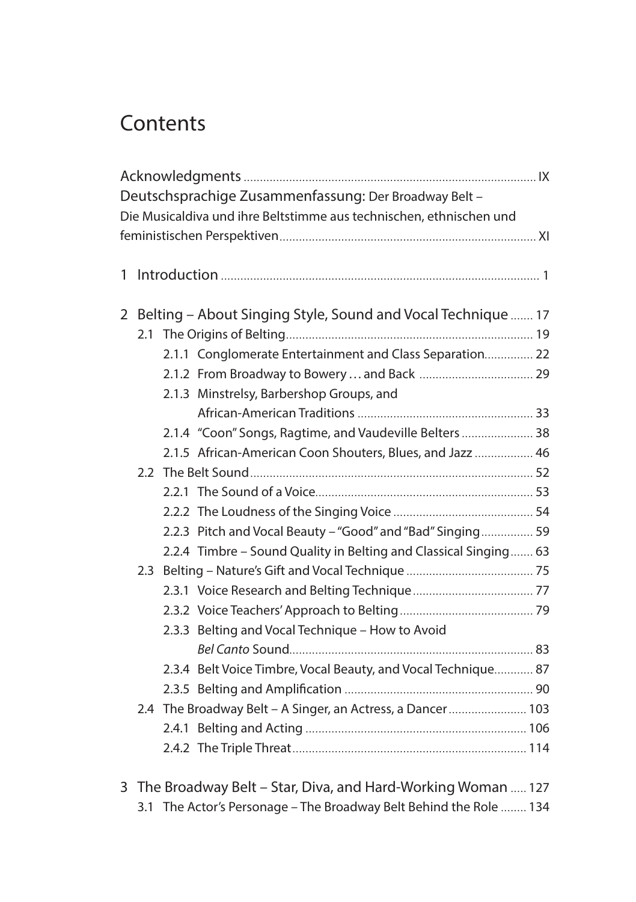# Contents

Acknowledgments ........................................................................................ IX

Deutschsprachige Zusammenfassung: Der Broadway Belt – Die Musicaldiva und ihre Beltstimme aus technischen, ethnischen und feministischen Perspektiven ............................................................................ XI

1 Introduction ................................................................................................ 1

2 Belting – About Singing Style, Sound and Vocal Technique ....... 17

- 2.1 The Origins of Belting ........................................................................... 19
  - 2.1.1 Conglomerate Entertainment and Class Separation ............... 22
  - 2.1.2 From Broadway to Bowery … and Back .................................. 29
  - 2.1.3 Minstrelsy, Barbershop Groups, and African-American Traditions ...................................................... 33
  - 2.1.4 "Coon" Songs, Ragtime, and Vaudeville Belters ...................... 38
  - 2.1.5 African-American Coon Shouters, Blues, and Jazz .................. 46
- 2.2 The Belt Sound ...................................................................................... 52
  - 2.2.1 The Sound of a Voice ................................................................... 53
  - 2.2.2 The Loudness of the Singing Voice ........................................... 54
  - 2.2.3 Pitch and Vocal Beauty – "Good" and "Bad" Singing ................ 59
  - 2.2.4 Timbre – Sound Quality in Belting and Classical Singing ....... 63
- 2.3 Belting – Nature's Gift and Vocal Technique ....................................... 75
  - 2.3.1 Voice Research and Belting Technique ..................................... 77
  - 2.3.2 Voice Teachers' Approach to Belting ......................................... 79
  - 2.3.3 Belting and Vocal Technique – How to Avoid *Bel Canto* Sound ............................................................................ 83
  - 2.3.4 Belt Voice Timbre, Vocal Beauty, and Vocal Technique ............ 87
  - 2.3.5 Belting and Amplification .......................................................... 90
- 2.4 The Broadway Belt – A Singer, an Actress, a Dancer ........................ 103
  - 2.4.1 Belting and Acting .................................................................... 106
  - 2.4.2 The Triple Threat ...................................................................... 114

3 The Broadway Belt – Star, Diva, and Hard-Working Woman ..... 127

- 3.1 The Actor's Personage – The Broadway Belt Behind the Role ........ 134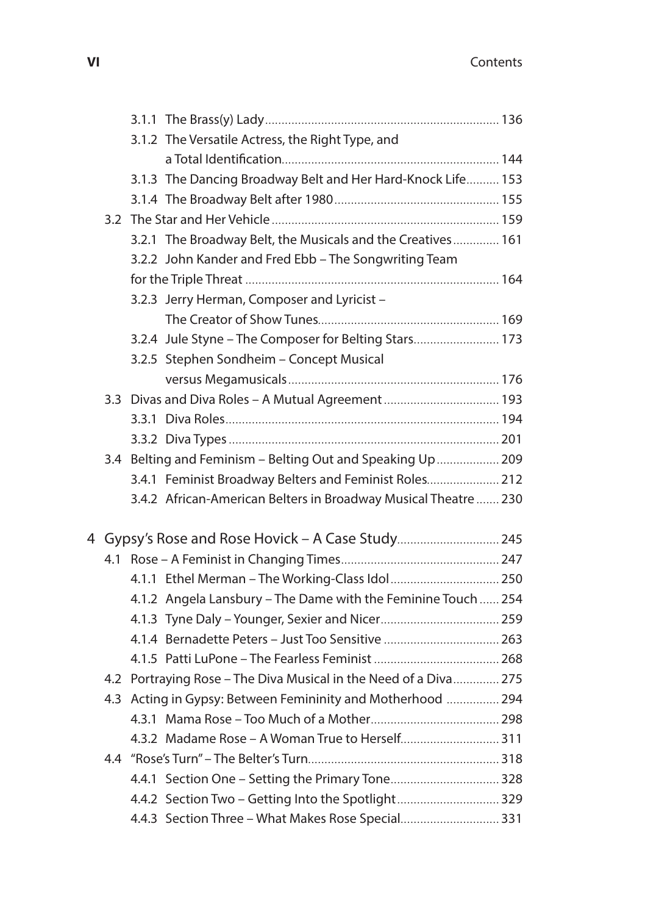3.1.1 The Brass(y) Lady ........ 136

3.1.2 The Versatile Actress, the Right Type, and a Total Identification ........ 144

3.1.3 The Dancing Broadway Belt and Her Hard-Knock Life ........ 153

3.1.4 The Broadway Belt after 1980 ........ 155

3.2 The Star and Her Vehicle ........ 159

3.2.1 The Broadway Belt, the Musicals and the Creatives ........ 161

3.2.2 John Kander and Fred Ebb – The Songwriting Team for the Triple Threat ........ 164

3.2.3 Jerry Herman, Composer and Lyricist – The Creator of Show Tunes ........ 169

3.2.4 Jule Styne – The Composer for Belting Stars ........ 173

3.2.5 Stephen Sondheim – Concept Musical versus Megamusicals ........ 176

3.3 Divas and Diva Roles – A Mutual Agreement ........ 193

3.3.1 Diva Roles ........ 194

3.3.2 Diva Types ........ 201

3.4 Belting and Feminism – Belting Out and Speaking Up ........ 209

3.4.1 Feminist Broadway Belters and Feminist Roles ........ 212

3.4.2 African-American Belters in Broadway Musical Theatre ........ 230

4 Gypsy's Rose and Rose Hovick – A Case Study ........ 245

4.1 Rose – A Feminist in Changing Times ........ 247

4.1.1 Ethel Merman – The Working-Class Idol ........ 250

4.1.2 Angela Lansbury – The Dame with the Feminine Touch ........ 254

4.1.3 Tyne Daly – Younger, Sexier and Nicer ........ 259

4.1.4 Bernadette Peters – Just Too Sensitive ........ 263

4.1.5 Patti LuPone – The Fearless Feminist ........ 268

4.2 Portraying Rose – The Diva Musical in the Need of a Diva ........ 275

4.3 Acting in Gypsy: Between Femininity and Motherhood ........ 294

4.3.1 Mama Rose – Too Much of a Mother ........ 298

4.3.2 Madame Rose – A Woman True to Herself ........ 311

4.4 "Rose's Turn" – The Belter's Turn ........ 318

4.4.1 Section One – Setting the Primary Tone ........ 328

4.4.2 Section Two – Getting Into the Spotlight ........ 329

4.4.3 Section Three – What Makes Rose Special ........ 331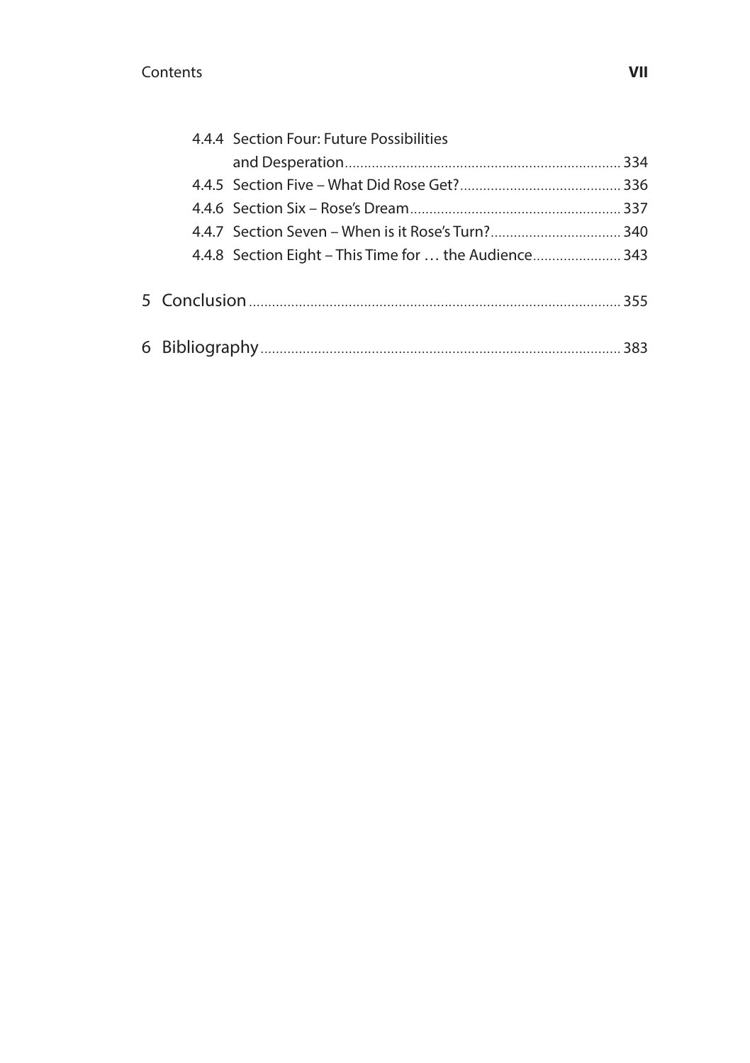4.4.4 Section Four: Future Possibilities and Desperation ... 334
4.4.5 Section Five – What Did Rose Get? ... 336
4.4.6 Section Six – Rose's Dream ... 337
4.4.7 Section Seven – When is it Rose's Turn? ... 340
4.4.8 Section Eight – This Time for … the Audience ... 343

5 Conclusion ... 355

6 Bibliography ... 383